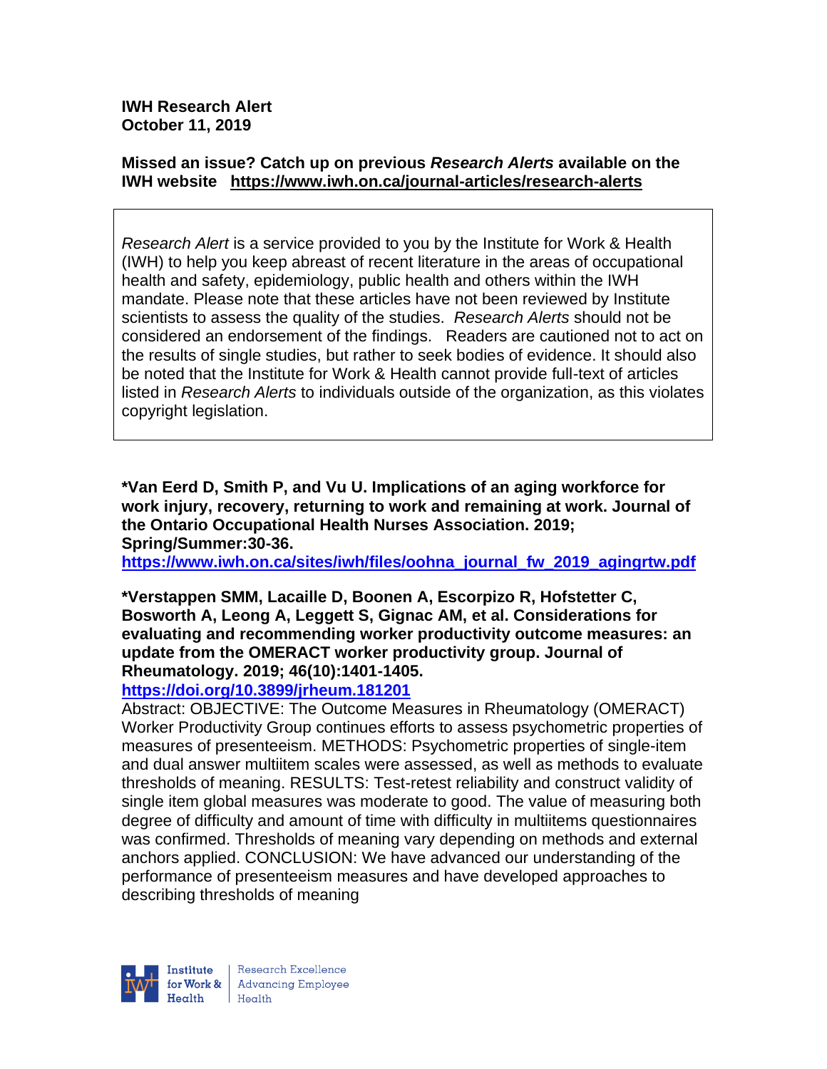**IWH Research Alert**
**October 11, 2019**

**Missed an issue? Catch up on previous *Research Alerts* available on the IWH website https://www.iwh.on.ca/journal-articles/research-alerts**

*Research Alert* is a service provided to you by the Institute for Work & Health (IWH) to help you keep abreast of recent literature in the areas of occupational health and safety, epidemiology, public health and others within the IWH mandate. Please note that these articles have not been reviewed by Institute scientists to assess the quality of the studies. *Research Alerts* should not be considered an endorsement of the findings. Readers are cautioned not to act on the results of single studies, but rather to seek bodies of evidence. It should also be noted that the Institute for Work & Health cannot provide full-text of articles listed in *Research Alerts* to individuals outside of the organization, as this violates copyright legislation.

**\*Van Eerd D, Smith P, and Vu U. Implications of an aging workforce for work injury, recovery, returning to work and remaining at work. Journal of the Ontario Occupational Health Nurses Association. 2019; Spring/Summer:30-36.**
https://www.iwh.on.ca/sites/iwh/files/oohna_journal_fw_2019_agingrtw.pdf

**\*Verstappen SMM, Lacaille D, Boonen A, Escorpizo R, Hofstetter C, Bosworth A, Leong A, Leggett S, Gignac AM, et al. Considerations for evaluating and recommending worker productivity outcome measures: an update from the OMERACT worker productivity group. Journal of Rheumatology. 2019; 46(10):1401-1405.**
https://doi.org/10.3899/jrheum.181201

Abstract: OBJECTIVE: The Outcome Measures in Rheumatology (OMERACT) Worker Productivity Group continues efforts to assess psychometric properties of measures of presenteeism. METHODS: Psychometric properties of single-item and dual answer multiitem scales were assessed, as well as methods to evaluate thresholds of meaning. RESULTS: Test-retest reliability and construct validity of single item global measures was moderate to good. The value of measuring both degree of difficulty and amount of time with difficulty in multiitems questionnaires was confirmed. Thresholds of meaning vary depending on methods and external anchors applied. CONCLUSION: We have advanced our understanding of the performance of presenteeism measures and have developed approaches to describing thresholds of meaning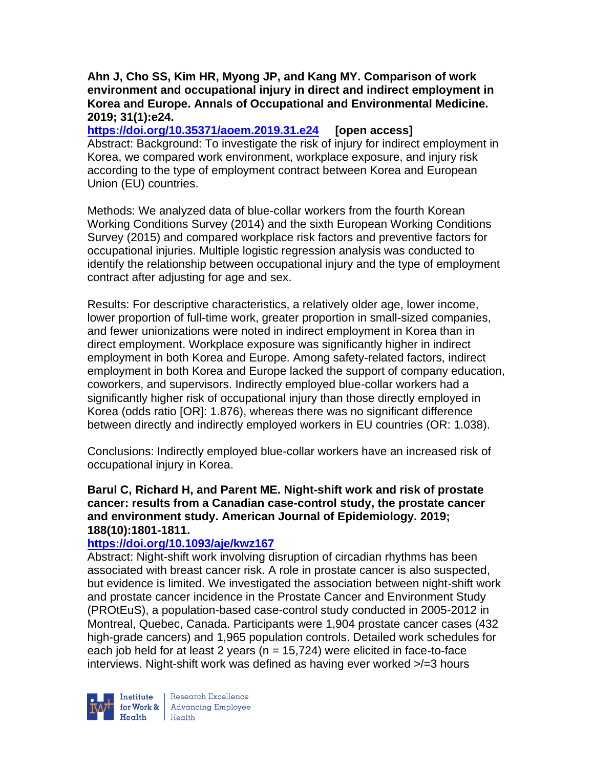**Ahn J, Cho SS, Kim HR, Myong JP, and Kang MY. Comparison of work environment and occupational injury in direct and indirect employment in Korea and Europe. Annals of Occupational and Environmental Medicine. 2019; 31(1):e24.**

**https://doi.org/10.35371/aoem.2019.31.e24 [open access]**

Abstract: Background: To investigate the risk of injury for indirect employment in Korea, we compared work environment, workplace exposure, and injury risk according to the type of employment contract between Korea and European Union (EU) countries.

Methods: We analyzed data of blue-collar workers from the fourth Korean Working Conditions Survey (2014) and the sixth European Working Conditions Survey (2015) and compared workplace risk factors and preventive factors for occupational injuries. Multiple logistic regression analysis was conducted to identify the relationship between occupational injury and the type of employment contract after adjusting for age and sex.

Results: For descriptive characteristics, a relatively older age, lower income, lower proportion of full-time work, greater proportion in small-sized companies, and fewer unionizations were noted in indirect employment in Korea than in direct employment. Workplace exposure was significantly higher in indirect employment in both Korea and Europe. Among safety-related factors, indirect employment in both Korea and Europe lacked the support of company education, coworkers, and supervisors. Indirectly employed blue-collar workers had a significantly higher risk of occupational injury than those directly employed in Korea (odds ratio [OR]: 1.876), whereas there was no significant difference between directly and indirectly employed workers in EU countries (OR: 1.038).

Conclusions: Indirectly employed blue-collar workers have an increased risk of occupational injury in Korea.

**Barul C, Richard H, and Parent ME. Night-shift work and risk of prostate cancer: results from a Canadian case-control study, the prostate cancer and environment study. American Journal of Epidemiology. 2019; 188(10):1801-1811.**

**https://doi.org/10.1093/aje/kwz167**

Abstract: Night-shift work involving disruption of circadian rhythms has been associated with breast cancer risk. A role in prostate cancer is also suspected, but evidence is limited. We investigated the association between night-shift work and prostate cancer incidence in the Prostate Cancer and Environment Study (PROtEuS), a population-based case-control study conducted in 2005-2012 in Montreal, Quebec, Canada. Participants were 1,904 prostate cancer cases (432 high-grade cancers) and 1,965 population controls. Detailed work schedules for each job held for at least 2 years (n = 15,724) were elicited in face-to-face interviews. Night-shift work was defined as having ever worked >/=3 hours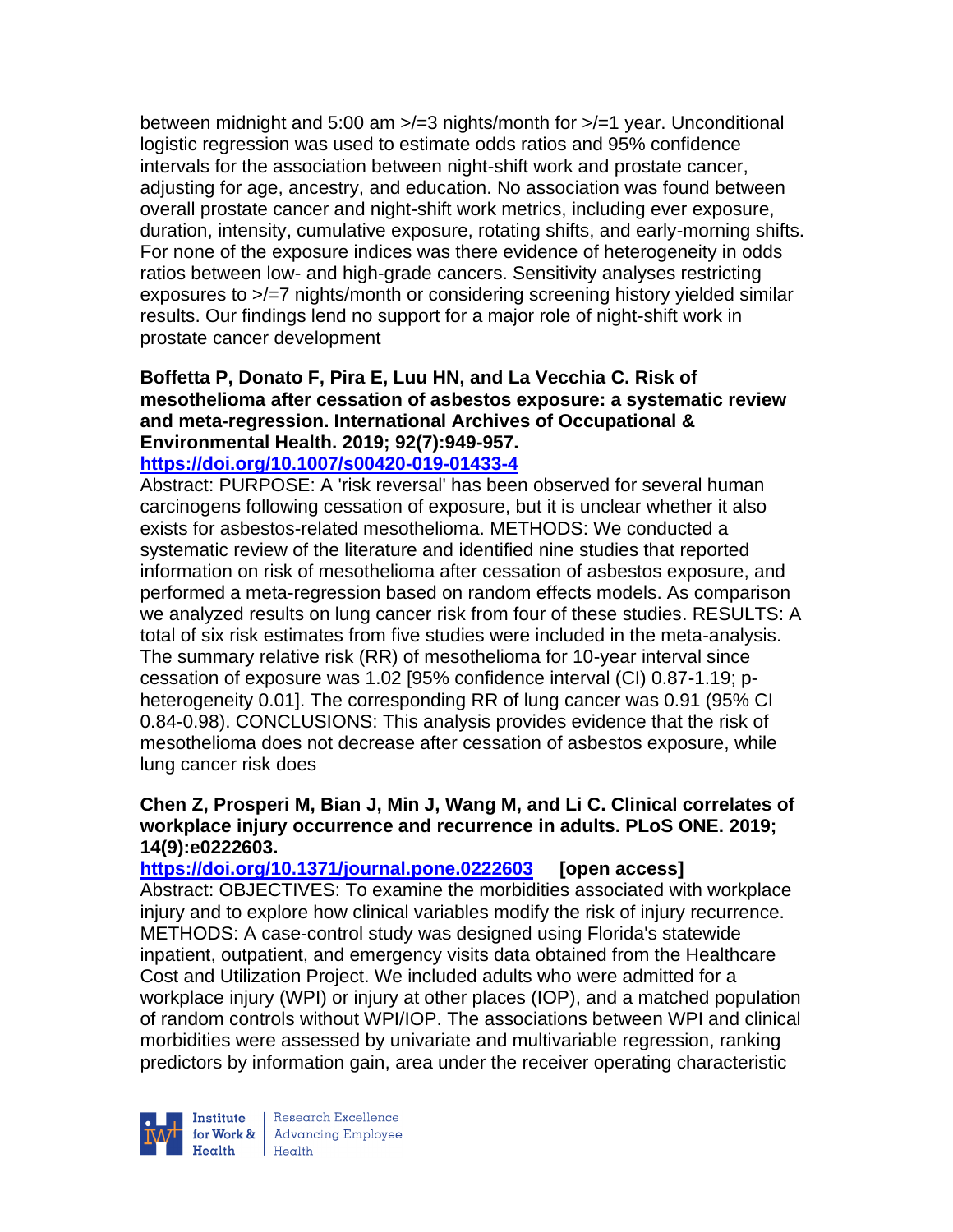between midnight and 5:00 am >/=3 nights/month for >/=1 year. Unconditional logistic regression was used to estimate odds ratios and 95% confidence intervals for the association between night-shift work and prostate cancer, adjusting for age, ancestry, and education. No association was found between overall prostate cancer and night-shift work metrics, including ever exposure, duration, intensity, cumulative exposure, rotating shifts, and early-morning shifts. For none of the exposure indices was there evidence of heterogeneity in odds ratios between low- and high-grade cancers. Sensitivity analyses restricting exposures to >/=7 nights/month or considering screening history yielded similar results. Our findings lend no support for a major role of night-shift work in prostate cancer development

**Boffetta P, Donato F, Pira E, Luu HN, and La Vecchia C. Risk of mesothelioma after cessation of asbestos exposure: a systematic review and meta-regression. International Archives of Occupational & Environmental Health. 2019; 92(7):949-957.**
**https://doi.org/10.1007/s00420-019-01433-4**
Abstract: PURPOSE: A 'risk reversal' has been observed for several human carcinogens following cessation of exposure, but it is unclear whether it also exists for asbestos-related mesothelioma. METHODS: We conducted a systematic review of the literature and identified nine studies that reported information on risk of mesothelioma after cessation of asbestos exposure, and performed a meta-regression based on random effects models. As comparison we analyzed results on lung cancer risk from four of these studies. RESULTS: A total of six risk estimates from five studies were included in the meta-analysis. The summary relative risk (RR) of mesothelioma for 10-year interval since cessation of exposure was 1.02 [95% confidence interval (CI) 0.87-1.19; p-heterogeneity 0.01]. The corresponding RR of lung cancer was 0.91 (95% CI 0.84-0.98). CONCLUSIONS: This analysis provides evidence that the risk of mesothelioma does not decrease after cessation of asbestos exposure, while lung cancer risk does

**Chen Z, Prosperi M, Bian J, Min J, Wang M, and Li C. Clinical correlates of workplace injury occurrence and recurrence in adults. PLoS ONE. 2019; 14(9):e0222603.**
**https://doi.org/10.1371/journal.pone.0222603 [open access]**
Abstract: OBJECTIVES: To examine the morbidities associated with workplace injury and to explore how clinical variables modify the risk of injury recurrence. METHODS: A case-control study was designed using Florida's statewide inpatient, outpatient, and emergency visits data obtained from the Healthcare Cost and Utilization Project. We included adults who were admitted for a workplace injury (WPI) or injury at other places (IOP), and a matched population of random controls without WPI/IOP. The associations between WPI and clinical morbidities were assessed by univariate and multivariable regression, ranking predictors by information gain, area under the receiver operating characteristic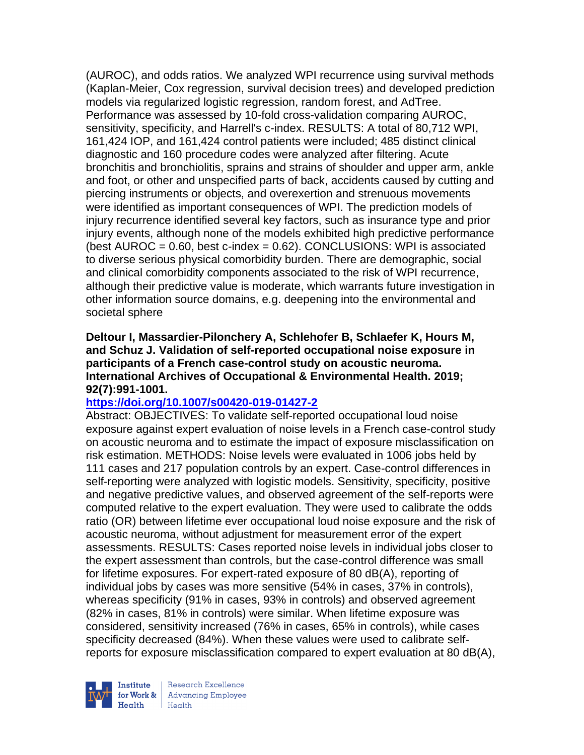(AUROC), and odds ratios. We analyzed WPI recurrence using survival methods (Kaplan-Meier, Cox regression, survival decision trees) and developed prediction models via regularized logistic regression, random forest, and AdTree. Performance was assessed by 10-fold cross-validation comparing AUROC, sensitivity, specificity, and Harrell's c-index. RESULTS: A total of 80,712 WPI, 161,424 IOP, and 161,424 control patients were included; 485 distinct clinical diagnostic and 160 procedure codes were analyzed after filtering. Acute bronchitis and bronchiolitis, sprains and strains of shoulder and upper arm, ankle and foot, or other and unspecified parts of back, accidents caused by cutting and piercing instruments or objects, and overexertion and strenuous movements were identified as important consequences of WPI. The prediction models of injury recurrence identified several key factors, such as insurance type and prior injury events, although none of the models exhibited high predictive performance (best AUROC = 0.60, best c-index = 0.62). CONCLUSIONS: WPI is associated to diverse serious physical comorbidity burden. There are demographic, social and clinical comorbidity components associated to the risk of WPI recurrence, although their predictive value is moderate, which warrants future investigation in other information source domains, e.g. deepening into the environmental and societal sphere

**Deltour I, Massardier-Pilonchery A, Schlehofer B, Schlaefer K, Hours M, and Schuz J. Validation of self-reported occupational noise exposure in participants of a French case-control study on acoustic neuroma. International Archives of Occupational & Environmental Health. 2019; 92(7):991-1001.**

**https://doi.org/10.1007/s00420-019-01427-2**

Abstract: OBJECTIVES: To validate self-reported occupational loud noise exposure against expert evaluation of noise levels in a French case-control study on acoustic neuroma and to estimate the impact of exposure misclassification on risk estimation. METHODS: Noise levels were evaluated in 1006 jobs held by 111 cases and 217 population controls by an expert. Case-control differences in self-reporting were analyzed with logistic models. Sensitivity, specificity, positive and negative predictive values, and observed agreement of the self-reports were computed relative to the expert evaluation. They were used to calibrate the odds ratio (OR) between lifetime ever occupational loud noise exposure and the risk of acoustic neuroma, without adjustment for measurement error of the expert assessments. RESULTS: Cases reported noise levels in individual jobs closer to the expert assessment than controls, but the case-control difference was small for lifetime exposures. For expert-rated exposure of 80 dB(A), reporting of individual jobs by cases was more sensitive (54% in cases, 37% in controls), whereas specificity (91% in cases, 93% in controls) and observed agreement (82% in cases, 81% in controls) were similar. When lifetime exposure was considered, sensitivity increased (76% in cases, 65% in controls), while cases specificity decreased (84%). When these values were used to calibrate self-reports for exposure misclassification compared to expert evaluation at 80 dB(A),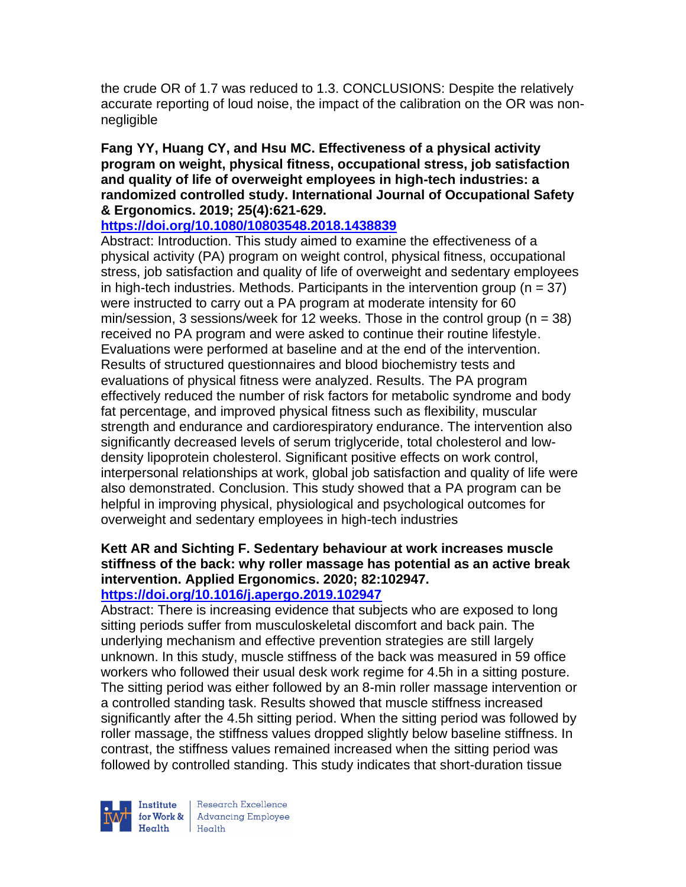the crude OR of 1.7 was reduced to 1.3. CONCLUSIONS: Despite the relatively accurate reporting of loud noise, the impact of the calibration on the OR was non-negligible

**Fang YY, Huang CY, and Hsu MC. Effectiveness of a physical activity program on weight, physical fitness, occupational stress, job satisfaction and quality of life of overweight employees in high-tech industries: a randomized controlled study. International Journal of Occupational Safety & Ergonomics. 2019; 25(4):621-629.**
**https://doi.org/10.1080/10803548.2018.1438839**

Abstract: Introduction. This study aimed to examine the effectiveness of a physical activity (PA) program on weight control, physical fitness, occupational stress, job satisfaction and quality of life of overweight and sedentary employees in high-tech industries. Methods. Participants in the intervention group (n = 37) were instructed to carry out a PA program at moderate intensity for 60 min/session, 3 sessions/week for 12 weeks. Those in the control group (n = 38) received no PA program and were asked to continue their routine lifestyle. Evaluations were performed at baseline and at the end of the intervention. Results of structured questionnaires and blood biochemistry tests and evaluations of physical fitness were analyzed. Results. The PA program effectively reduced the number of risk factors for metabolic syndrome and body fat percentage, and improved physical fitness such as flexibility, muscular strength and endurance and cardiorespiratory endurance. The intervention also significantly decreased levels of serum triglyceride, total cholesterol and low-density lipoprotein cholesterol. Significant positive effects on work control, interpersonal relationships at work, global job satisfaction and quality of life were also demonstrated. Conclusion. This study showed that a PA program can be helpful in improving physical, physiological and psychological outcomes for overweight and sedentary employees in high-tech industries

**Kett AR and Sichting F. Sedentary behaviour at work increases muscle stiffness of the back: why roller massage has potential as an active break intervention. Applied Ergonomics. 2020; 82:102947.**
**https://doi.org/10.1016/j.apergo.2019.102947**

Abstract: There is increasing evidence that subjects who are exposed to long sitting periods suffer from musculoskeletal discomfort and back pain. The underlying mechanism and effective prevention strategies are still largely unknown. In this study, muscle stiffness of the back was measured in 59 office workers who followed their usual desk work regime for 4.5h in a sitting posture. The sitting period was either followed by an 8-min roller massage intervention or a controlled standing task. Results showed that muscle stiffness increased significantly after the 4.5h sitting period. When the sitting period was followed by roller massage, the stiffness values dropped slightly below baseline stiffness. In contrast, the stiffness values remained increased when the sitting period was followed by controlled standing. This study indicates that short-duration tissue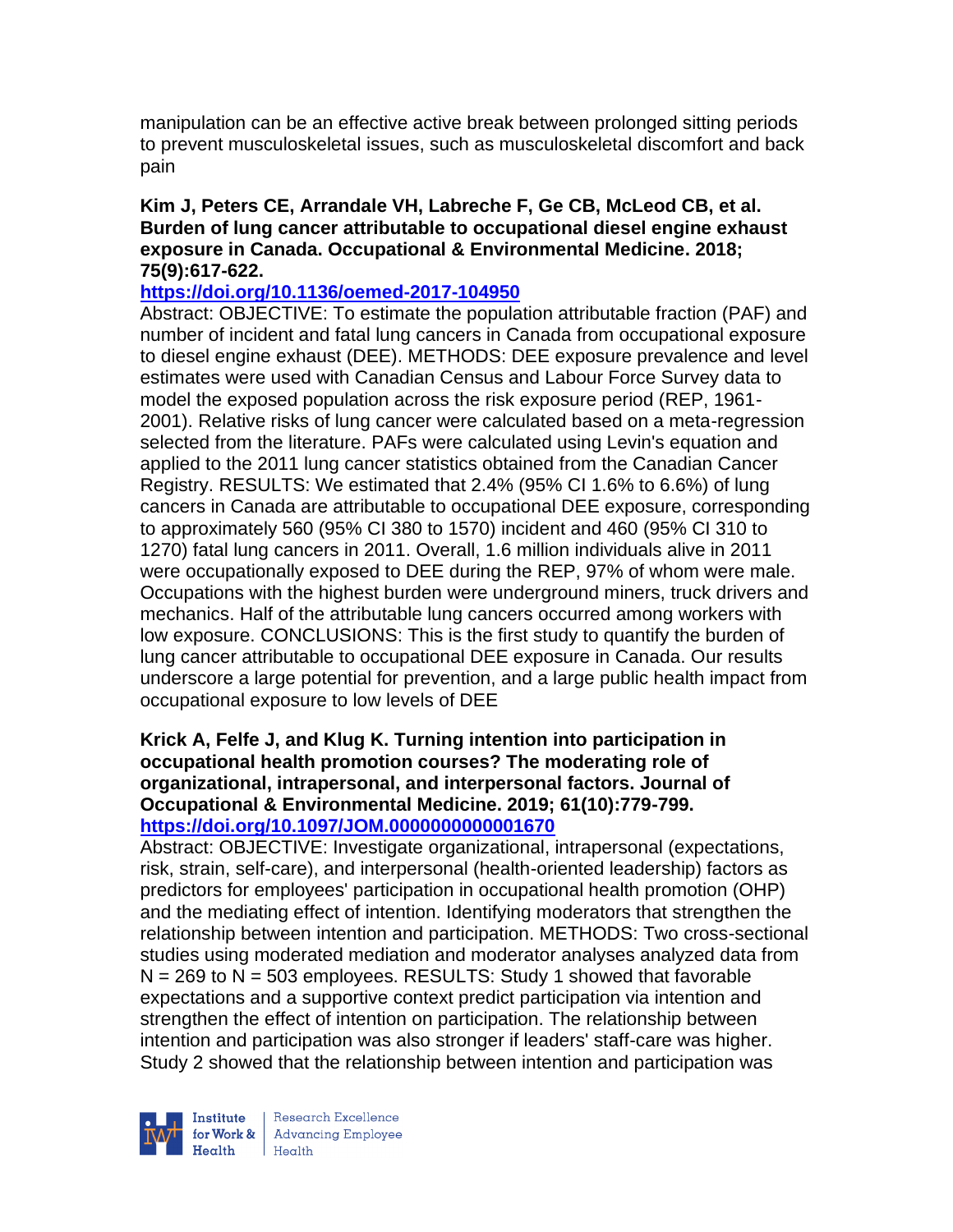manipulation can be an effective active break between prolonged sitting periods to prevent musculoskeletal issues, such as musculoskeletal discomfort and back pain

**Kim J, Peters CE, Arrandale VH, Labreche F, Ge CB, McLeod CB, et al. Burden of lung cancer attributable to occupational diesel engine exhaust exposure in Canada. Occupational & Environmental Medicine. 2018; 75(9):617-622.**
**https://doi.org/10.1136/oemed-2017-104950**
Abstract: OBJECTIVE: To estimate the population attributable fraction (PAF) and number of incident and fatal lung cancers in Canada from occupational exposure to diesel engine exhaust (DEE). METHODS: DEE exposure prevalence and level estimates were used with Canadian Census and Labour Force Survey data to model the exposed population across the risk exposure period (REP, 1961-2001). Relative risks of lung cancer were calculated based on a meta-regression selected from the literature. PAFs were calculated using Levin's equation and applied to the 2011 lung cancer statistics obtained from the Canadian Cancer Registry. RESULTS: We estimated that 2.4% (95% CI 1.6% to 6.6%) of lung cancers in Canada are attributable to occupational DEE exposure, corresponding to approximately 560 (95% CI 380 to 1570) incident and 460 (95% CI 310 to 1270) fatal lung cancers in 2011. Overall, 1.6 million individuals alive in 2011 were occupationally exposed to DEE during the REP, 97% of whom were male. Occupations with the highest burden were underground miners, truck drivers and mechanics. Half of the attributable lung cancers occurred among workers with low exposure. CONCLUSIONS: This is the first study to quantify the burden of lung cancer attributable to occupational DEE exposure in Canada. Our results underscore a large potential for prevention, and a large public health impact from occupational exposure to low levels of DEE

**Krick A, Felfe J, and Klug K. Turning intention into participation in occupational health promotion courses? The moderating role of organizational, intrapersonal, and interpersonal factors. Journal of Occupational & Environmental Medicine. 2019; 61(10):779-799.**
**https://doi.org/10.1097/JOM.0000000000001670**
Abstract: OBJECTIVE: Investigate organizational, intrapersonal (expectations, risk, strain, self-care), and interpersonal (health-oriented leadership) factors as predictors for employees' participation in occupational health promotion (OHP) and the mediating effect of intention. Identifying moderators that strengthen the relationship between intention and participation. METHODS: Two cross-sectional studies using moderated mediation and moderator analyses analyzed data from N = 269 to N = 503 employees. RESULTS: Study 1 showed that favorable expectations and a supportive context predict participation via intention and strengthen the effect of intention on participation. The relationship between intention and participation was also stronger if leaders' staff-care was higher. Study 2 showed that the relationship between intention and participation was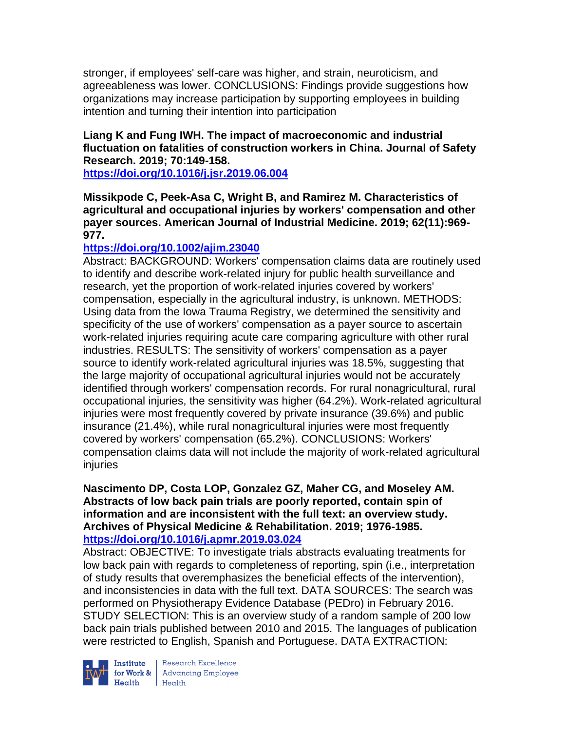stronger, if employees' self-care was higher, and strain, neuroticism, and agreeableness was lower. CONCLUSIONS: Findings provide suggestions how organizations may increase participation by supporting employees in building intention and turning their intention into participation

**Liang K and Fung IWH. The impact of macroeconomic and industrial fluctuation on fatalities of construction workers in China. Journal of Safety Research. 2019; 70:149-158.**
**https://doi.org/10.1016/j.jsr.2019.06.004**

**Missikpode C, Peek-Asa C, Wright B, and Ramirez M. Characteristics of agricultural and occupational injuries by workers' compensation and other payer sources. American Journal of Industrial Medicine. 2019; 62(11):969-977.**
**https://doi.org/10.1002/ajim.23040**
Abstract: BACKGROUND: Workers' compensation claims data are routinely used to identify and describe work-related injury for public health surveillance and research, yet the proportion of work-related injuries covered by workers' compensation, especially in the agricultural industry, is unknown. METHODS: Using data from the Iowa Trauma Registry, we determined the sensitivity and specificity of the use of workers' compensation as a payer source to ascertain work-related injuries requiring acute care comparing agriculture with other rural industries. RESULTS: The sensitivity of workers' compensation as a payer source to identify work-related agricultural injuries was 18.5%, suggesting that the large majority of occupational agricultural injuries would not be accurately identified through workers' compensation records. For rural nonagricultural, rural occupational injuries, the sensitivity was higher (64.2%). Work-related agricultural injuries were most frequently covered by private insurance (39.6%) and public insurance (21.4%), while rural nonagricultural injuries were most frequently covered by workers' compensation (65.2%). CONCLUSIONS: Workers' compensation claims data will not include the majority of work-related agricultural injuries

**Nascimento DP, Costa LOP, Gonzalez GZ, Maher CG, and Moseley AM. Abstracts of low back pain trials are poorly reported, contain spin of information and are inconsistent with the full text: an overview study. Archives of Physical Medicine & Rehabilitation. 2019; 1976-1985.**
**https://doi.org/10.1016/j.apmr.2019.03.024**
Abstract: OBJECTIVE: To investigate trials abstracts evaluating treatments for low back pain with regards to completeness of reporting, spin (i.e., interpretation of study results that overemphasizes the beneficial effects of the intervention), and inconsistencies in data with the full text. DATA SOURCES: The search was performed on Physiotherapy Evidence Database (PEDro) in February 2016. STUDY SELECTION: This is an overview study of a random sample of 200 low back pain trials published between 2010 and 2015. The languages of publication were restricted to English, Spanish and Portuguese. DATA EXTRACTION: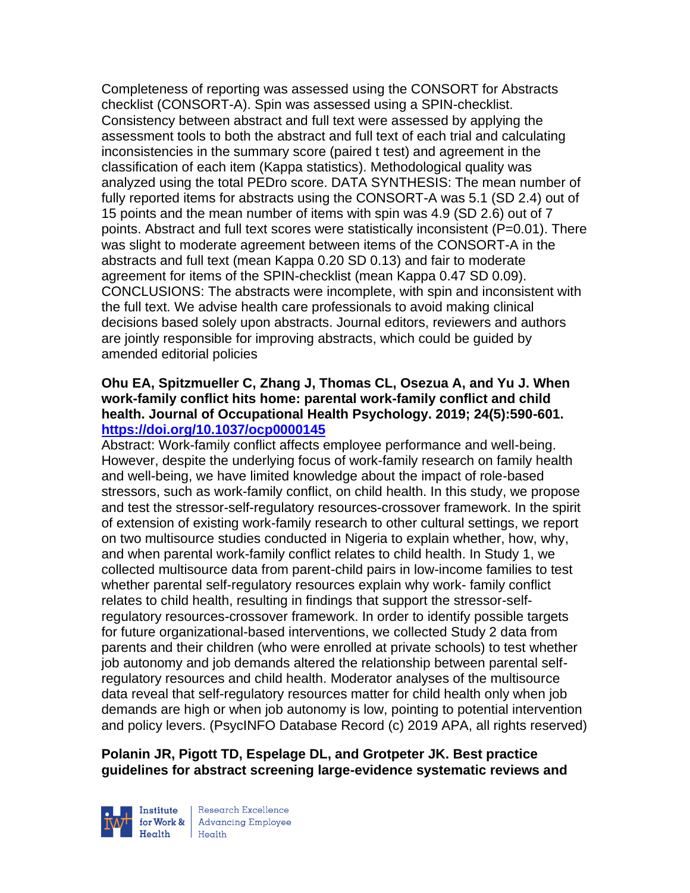Completeness of reporting was assessed using the CONSORT for Abstracts checklist (CONSORT-A). Spin was assessed using a SPIN-checklist. Consistency between abstract and full text were assessed by applying the assessment tools to both the abstract and full text of each trial and calculating inconsistencies in the summary score (paired t test) and agreement in the classification of each item (Kappa statistics). Methodological quality was analyzed using the total PEDro score. DATA SYNTHESIS: The mean number of fully reported items for abstracts using the CONSORT-A was 5.1 (SD 2.4) out of 15 points and the mean number of items with spin was 4.9 (SD 2.6) out of 7 points. Abstract and full text scores were statistically inconsistent (P=0.01). There was slight to moderate agreement between items of the CONSORT-A in the abstracts and full text (mean Kappa 0.20 SD 0.13) and fair to moderate agreement for items of the SPIN-checklist (mean Kappa 0.47 SD 0.09). CONCLUSIONS: The abstracts were incomplete, with spin and inconsistent with the full text. We advise health care professionals to avoid making clinical decisions based solely upon abstracts. Journal editors, reviewers and authors are jointly responsible for improving abstracts, which could be guided by amended editorial policies

**Ohu EA, Spitzmueller C, Zhang J, Thomas CL, Osezua A, and Yu J. When work-family conflict hits home: parental work-family conflict and child health. Journal of Occupational Health Psychology. 2019; 24(5):590-601. https://doi.org/10.1037/ocp0000145**

Abstract: Work-family conflict affects employee performance and well-being. However, despite the underlying focus of work-family research on family health and well-being, we have limited knowledge about the impact of role-based stressors, such as work-family conflict, on child health. In this study, we propose and test the stressor-self-regulatory resources-crossover framework. In the spirit of extension of existing work-family research to other cultural settings, we report on two multisource studies conducted in Nigeria to explain whether, how, why, and when parental work-family conflict relates to child health. In Study 1, we collected multisource data from parent-child pairs in low-income families to test whether parental self-regulatory resources explain why work- family conflict relates to child health, resulting in findings that support the stressor-self-regulatory resources-crossover framework. In order to identify possible targets for future organizational-based interventions, we collected Study 2 data from parents and their children (who were enrolled at private schools) to test whether job autonomy and job demands altered the relationship between parental self-regulatory resources and child health. Moderator analyses of the multisource data reveal that self-regulatory resources matter for child health only when job demands are high or when job autonomy is low, pointing to potential intervention and policy levers. (PsycINFO Database Record (c) 2019 APA, all rights reserved)

**Polanin JR, Pigott TD, Espelage DL, and Grotpeter JK. Best practice guidelines for abstract screening large-evidence systematic reviews and**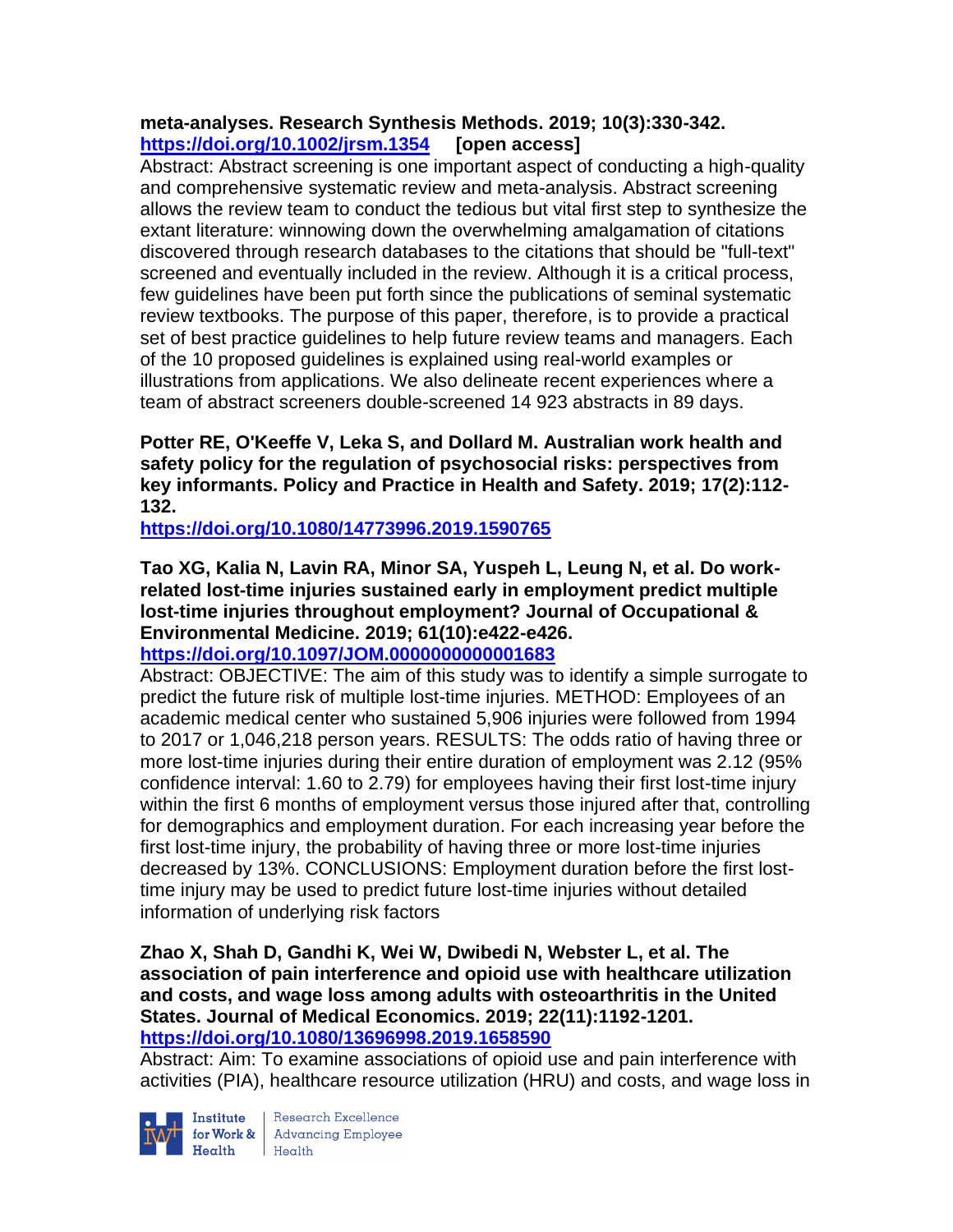**meta-analyses. Research Synthesis Methods. 2019; 10(3):330-342. https://doi.org/10.1002/jrsm.1354 [open access]**

Abstract: Abstract screening is one important aspect of conducting a high-quality and comprehensive systematic review and meta-analysis. Abstract screening allows the review team to conduct the tedious but vital first step to synthesize the extant literature: winnowing down the overwhelming amalgamation of citations discovered through research databases to the citations that should be "full-text" screened and eventually included in the review. Although it is a critical process, few guidelines have been put forth since the publications of seminal systematic review textbooks. The purpose of this paper, therefore, is to provide a practical set of best practice guidelines to help future review teams and managers. Each of the 10 proposed guidelines is explained using real-world examples or illustrations from applications. We also delineate recent experiences where a team of abstract screeners double-screened 14 923 abstracts in 89 days.

**Potter RE, O'Keeffe V, Leka S, and Dollard M. Australian work health and safety policy for the regulation of psychosocial risks: perspectives from key informants. Policy and Practice in Health and Safety. 2019; 17(2):112-132.**
**https://doi.org/10.1080/14773996.2019.1590765**

**Tao XG, Kalia N, Lavin RA, Minor SA, Yuspeh L, Leung N, et al. Do work-related lost-time injuries sustained early in employment predict multiple lost-time injuries throughout employment? Journal of Occupational & Environmental Medicine. 2019; 61(10):e422-e426.**
**https://doi.org/10.1097/JOM.0000000000001683**

Abstract: OBJECTIVE: The aim of this study was to identify a simple surrogate to predict the future risk of multiple lost-time injuries. METHOD: Employees of an academic medical center who sustained 5,906 injuries were followed from 1994 to 2017 or 1,046,218 person years. RESULTS: The odds ratio of having three or more lost-time injuries during their entire duration of employment was 2.12 (95% confidence interval: 1.60 to 2.79) for employees having their first lost-time injury within the first 6 months of employment versus those injured after that, controlling for demographics and employment duration. For each increasing year before the first lost-time injury, the probability of having three or more lost-time injuries decreased by 13%. CONCLUSIONS: Employment duration before the first lost-time injury may be used to predict future lost-time injuries without detailed information of underlying risk factors

**Zhao X, Shah D, Gandhi K, Wei W, Dwibedi N, Webster L, et al. The association of pain interference and opioid use with healthcare utilization and costs, and wage loss among adults with osteoarthritis in the United States. Journal of Medical Economics. 2019; 22(11):1192-1201.**
**https://doi.org/10.1080/13696998.2019.1658590**

Abstract: Aim: To examine associations of opioid use and pain interference with activities (PIA), healthcare resource utilization (HRU) and costs, and wage loss in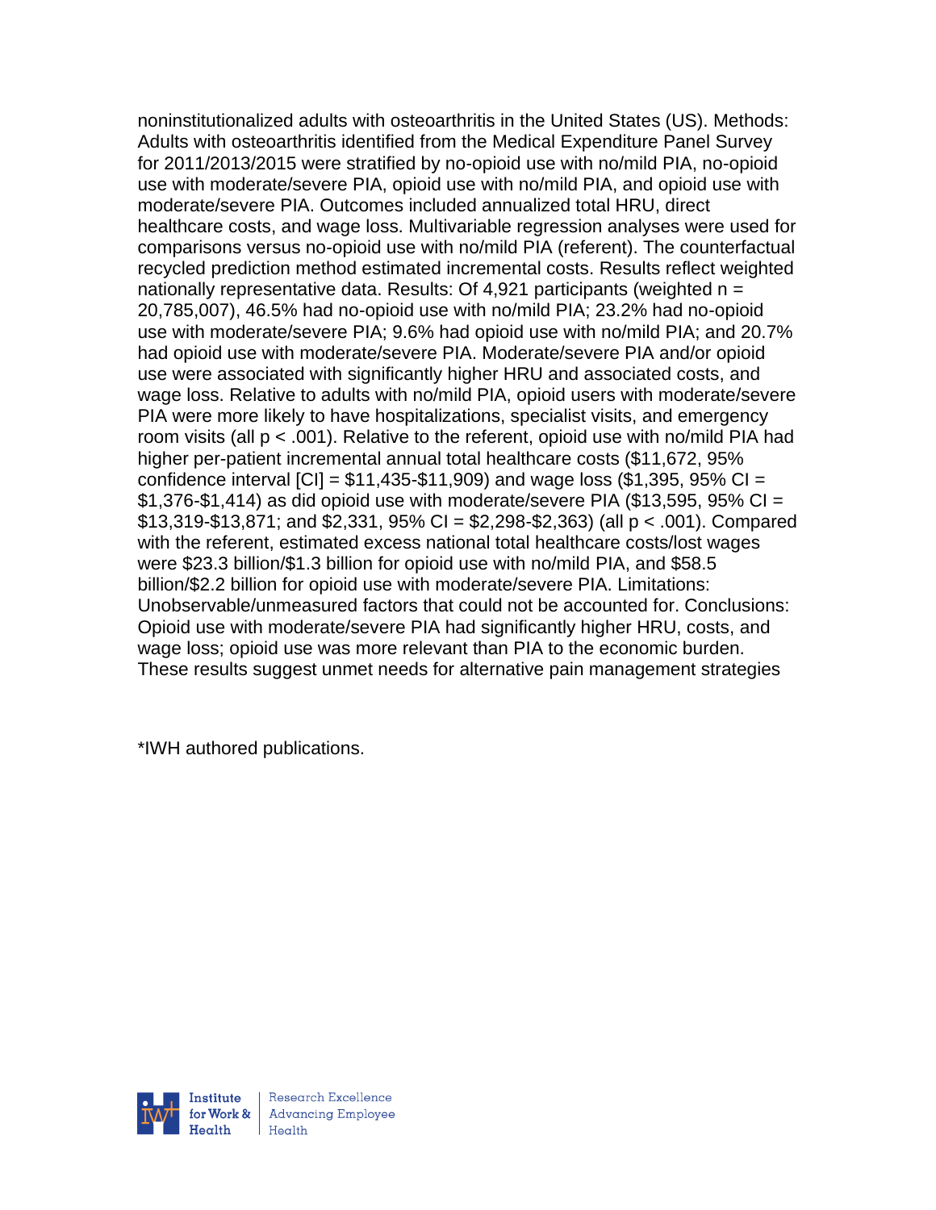noninstitutionalized adults with osteoarthritis in the United States (US). Methods: Adults with osteoarthritis identified from the Medical Expenditure Panel Survey for 2011/2013/2015 were stratified by no-opioid use with no/mild PIA, no-opioid use with moderate/severe PIA, opioid use with no/mild PIA, and opioid use with moderate/severe PIA. Outcomes included annualized total HRU, direct healthcare costs, and wage loss. Multivariable regression analyses were used for comparisons versus no-opioid use with no/mild PIA (referent). The counterfactual recycled prediction method estimated incremental costs. Results reflect weighted nationally representative data. Results: Of 4,921 participants (weighted n = 20,785,007), 46.5% had no-opioid use with no/mild PIA; 23.2% had no-opioid use with moderate/severe PIA; 9.6% had opioid use with no/mild PIA; and 20.7% had opioid use with moderate/severe PIA. Moderate/severe PIA and/or opioid use were associated with significantly higher HRU and associated costs, and wage loss. Relative to adults with no/mild PIA, opioid users with moderate/severe PIA were more likely to have hospitalizations, specialist visits, and emergency room visits (all $p < .001$). Relative to the referent, opioid use with no/mild PIA had higher per-patient incremental annual total healthcare costs ($11,672, 95% confidence interval [CI] = $11,435-$11,909) and wage loss ($1,395, 95% CI = $1,376-$1,414) as did opioid use with moderate/severe PIA ($13,595, 95% CI = $13,319-$13,871; and $2,331, 95% CI = $2,298-$2,363) (all $p < .001$). Compared with the referent, estimated excess national total healthcare costs/lost wages were $23.3 billion/$1.3 billion for opioid use with no/mild PIA, and $58.5 billion/$2.2 billion for opioid use with moderate/severe PIA. Limitations: Unobservable/unmeasured factors that could not be accounted for. Conclusions: Opioid use with moderate/severe PIA had significantly higher HRU, costs, and wage loss; opioid use was more relevant than PIA to the economic burden. These results suggest unmet needs for alternative pain management strategies

*IWH authored publications.